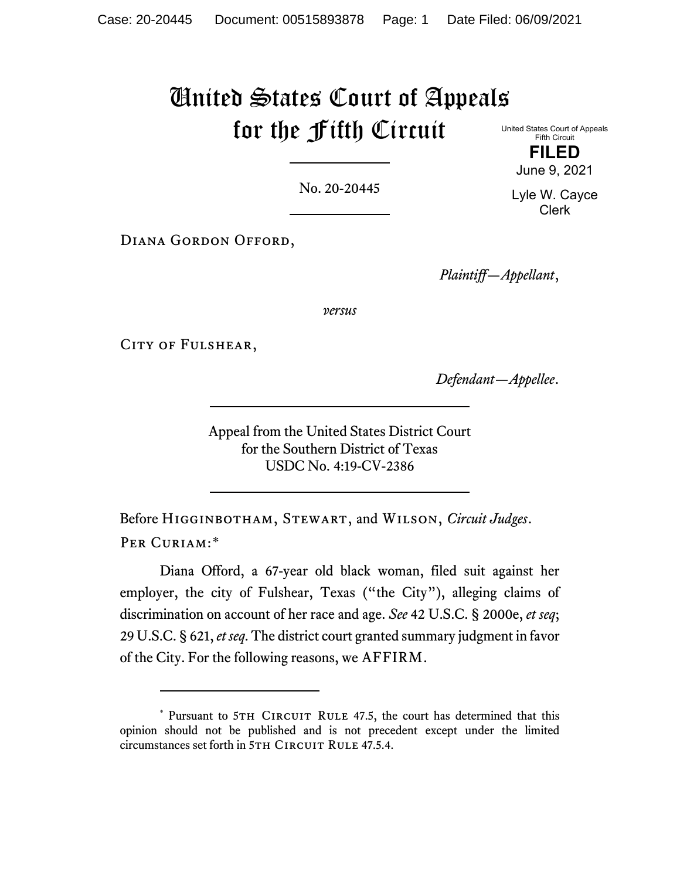# United States Court of Appeals for the Fifth Circuit

United States Court of Appeals
Fifth Circuit

**FILED**

June 9, 2021

Lyle W. Cayce
Clerk

No. 20-20445

Diana Gordon Offord,

*Plaintiff—Appellant*,

*versus*

City of Fulshear,

*Defendant—Appellee*.

Appeal from the United States District Court
for the Southern District of Texas
USDC No. 4:19-CV-2386

Before Higginbotham, Stewart, and Wilson, *Circuit Judges*.

Per Curiam:*

Diana Offord, a 67-year old black woman, filed suit against her employer, the city of Fulshear, Texas ("the City"), alleging claims of discrimination on account of her race and age. *See* 42 U.S.C. § 2000e, *et seq*; 29 U.S.C. § 621, *et seq*. The district court granted summary judgment in favor of the City. For the following reasons, we AFFIRM.

* Pursuant to 5th Circuit Rule 47.5, the court has determined that this opinion should not be published and is not precedent except under the limited circumstances set forth in 5th Circuit Rule 47.5.4.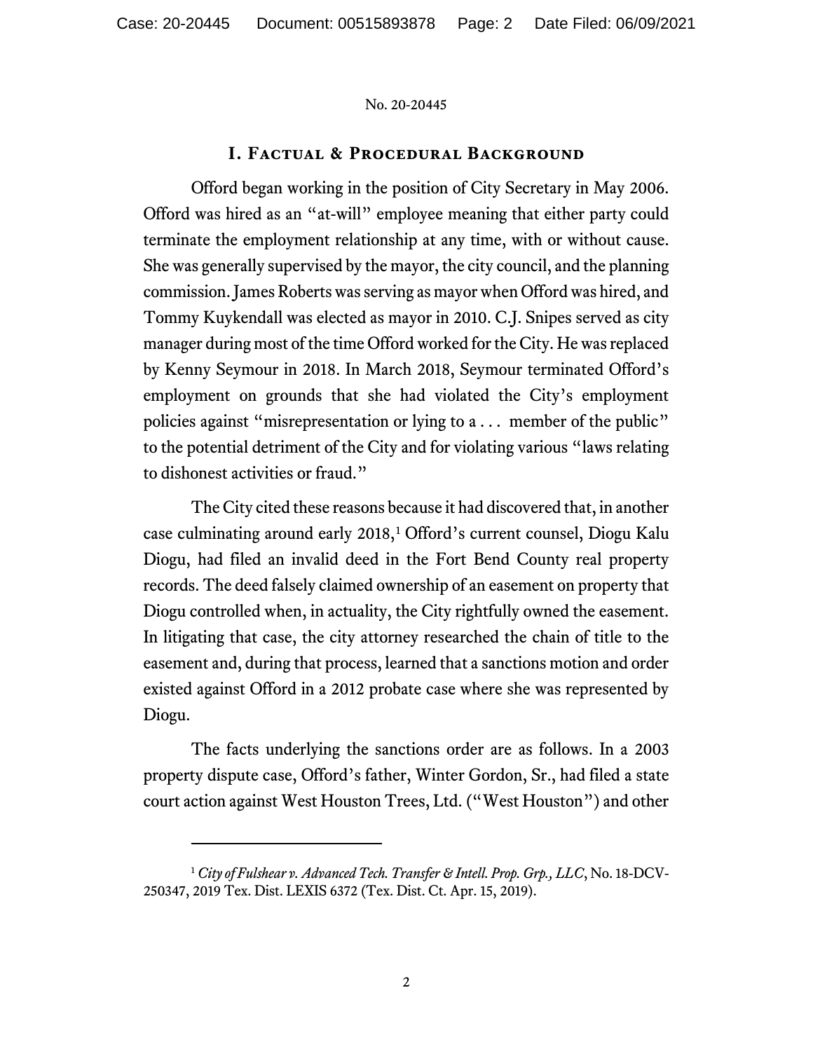## I. Factual & Procedural Background

Offord began working in the position of City Secretary in May 2006. Offord was hired as an "at-will" employee meaning that either party could terminate the employment relationship at any time, with or without cause. She was generally supervised by the mayor, the city council, and the planning commission. James Roberts was serving as mayor when Offord was hired, and Tommy Kuykendall was elected as mayor in 2010. C.J. Snipes served as city manager during most of the time Offord worked for the City. He was replaced by Kenny Seymour in 2018. In March 2018, Seymour terminated Offord's employment on grounds that she had violated the City's employment policies against "misrepresentation or lying to a . . . member of the public" to the potential detriment of the City and for violating various "laws relating to dishonest activities or fraud."

The City cited these reasons because it had discovered that, in another case culminating around early 2018,[1] Offord's current counsel, Diogu Kalu Diogu, had filed an invalid deed in the Fort Bend County real property records. The deed falsely claimed ownership of an easement on property that Diogu controlled when, in actuality, the City rightfully owned the easement. In litigating that case, the city attorney researched the chain of title to the easement and, during that process, learned that a sanctions motion and order existed against Offord in a 2012 probate case where she was represented by Diogu.

The facts underlying the sanctions order are as follows. In a 2003 property dispute case, Offord's father, Winter Gordon, Sr., had filed a state court action against West Houston Trees, Ltd. ("West Houston") and other

---

[1] *City of Fulshear v. Advanced Tech. Transfer & Intell. Prop. Grp., LLC*, No. 18-DCV-250347, 2019 Tex. Dist. LEXIS 6372 (Tex. Dist. Ct. Apr. 15, 2019).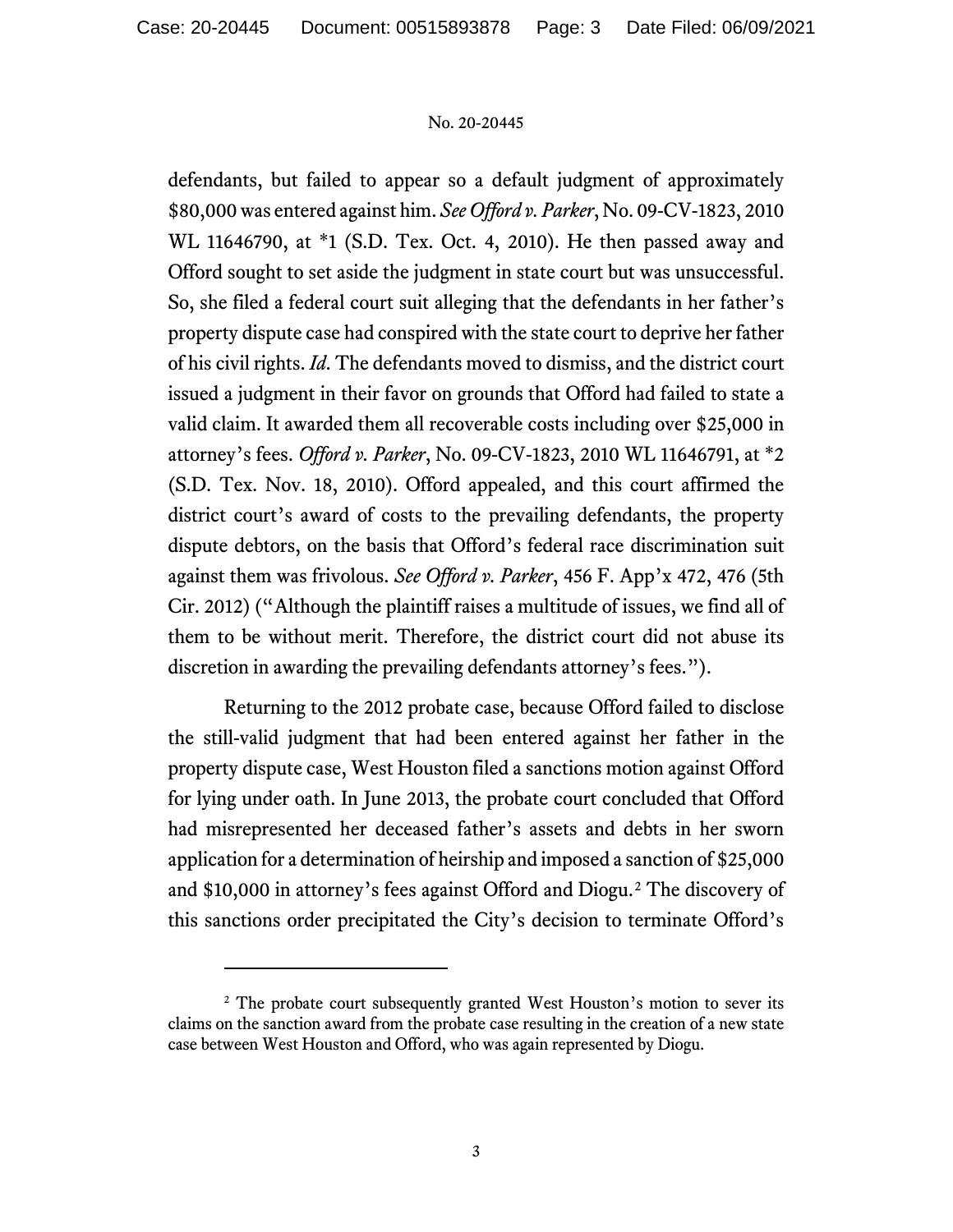defendants, but failed to appear so a default judgment of approximately $80,000 was entered against him. *See Offord v. Parker*, No. 09-CV-1823, 2010 WL 11646790, at *1 (S.D. Tex. Oct. 4, 2010). He then passed away and Offord sought to set aside the judgment in state court but was unsuccessful. So, she filed a federal court suit alleging that the defendants in her father's property dispute case had conspired with the state court to deprive her father of his civil rights. *Id*. The defendants moved to dismiss, and the district court issued a judgment in their favor on grounds that Offord had failed to state a valid claim. It awarded them all recoverable costs including over $25,000 in attorney's fees. *Offord v. Parker*, No. 09-CV-1823, 2010 WL 11646791, at *2 (S.D. Tex. Nov. 18, 2010). Offord appealed, and this court affirmed the district court's award of costs to the prevailing defendants, the property dispute debtors, on the basis that Offord's federal race discrimination suit against them was frivolous. *See Offord v. Parker*, 456 F. App'x 472, 476 (5th Cir. 2012) ("Although the plaintiff raises a multitude of issues, we find all of them to be without merit. Therefore, the district court did not abuse its discretion in awarding the prevailing defendants attorney's fees.").

Returning to the 2012 probate case, because Offord failed to disclose the still-valid judgment that had been entered against her father in the property dispute case, West Houston filed a sanctions motion against Offord for lying under oath. In June 2013, the probate court concluded that Offord had misrepresented her deceased father's assets and debts in her sworn application for a determination of heirship and imposed a sanction of $25,000 and $10,000 in attorney's fees against Offord and Diogu.[2] The discovery of this sanctions order precipitated the City's decision to terminate Offord's

[2] The probate court subsequently granted West Houston's motion to sever its claims on the sanction award from the probate case resulting in the creation of a new state case between West Houston and Offord, who was again represented by Diogu.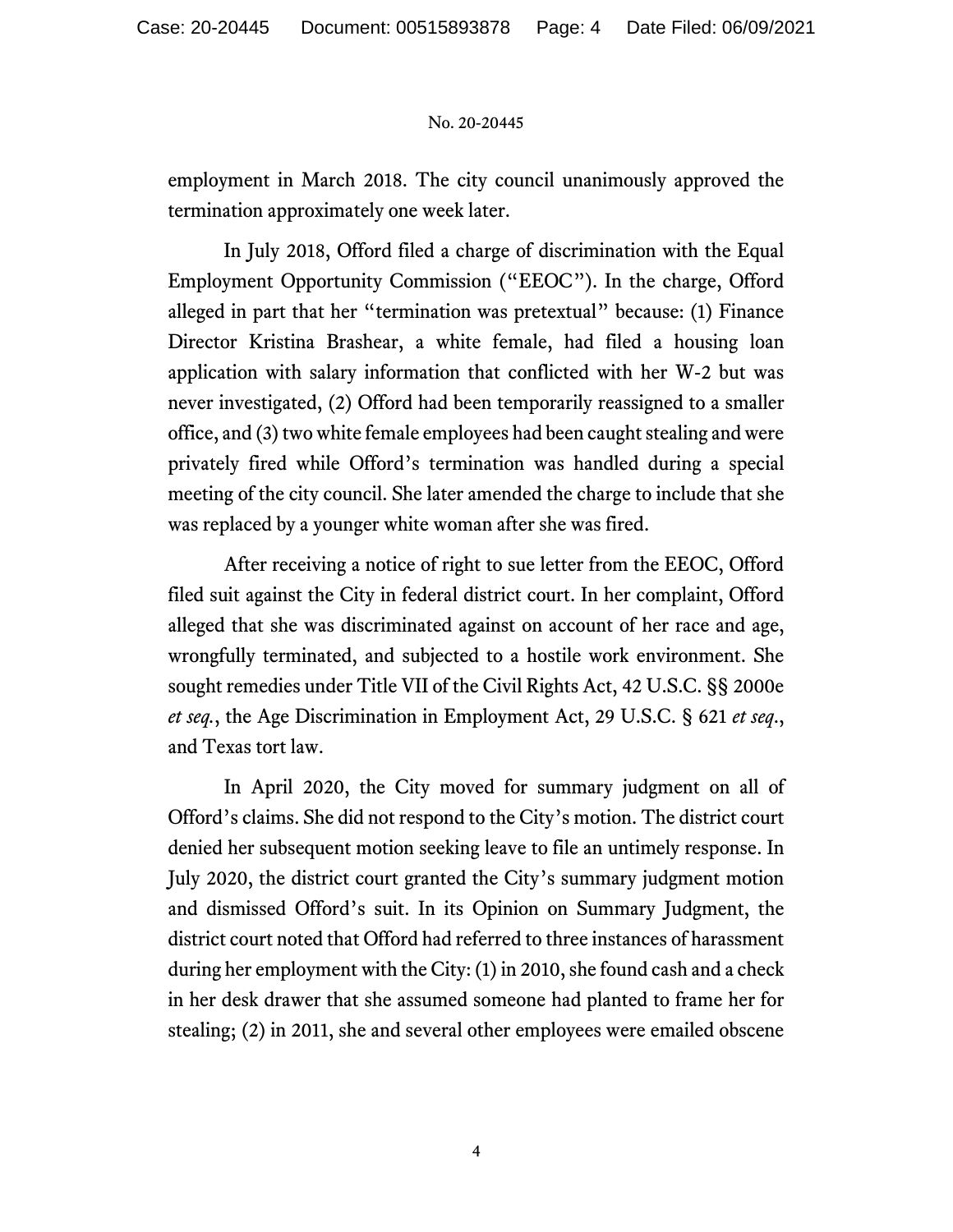employment in March 2018. The city council unanimously approved the termination approximately one week later.

In July 2018, Offord filed a charge of discrimination with the Equal Employment Opportunity Commission ("EEOC"). In the charge, Offord alleged in part that her "termination was pretextual" because: (1) Finance Director Kristina Brashear, a white female, had filed a housing loan application with salary information that conflicted with her W-2 but was never investigated, (2) Offord had been temporarily reassigned to a smaller office, and (3) two white female employees had been caught stealing and were privately fired while Offord's termination was handled during a special meeting of the city council. She later amended the charge to include that she was replaced by a younger white woman after she was fired.

After receiving a notice of right to sue letter from the EEOC, Offord filed suit against the City in federal district court. In her complaint, Offord alleged that she was discriminated against on account of her race and age, wrongfully terminated, and subjected to a hostile work environment. She sought remedies under Title VII of the Civil Rights Act, 42 U.S.C. §§ 2000e *et seq.*, the Age Discrimination in Employment Act, 29 U.S.C. § 621 *et seq.*, and Texas tort law.

In April 2020, the City moved for summary judgment on all of Offord's claims. She did not respond to the City's motion. The district court denied her subsequent motion seeking leave to file an untimely response. In July 2020, the district court granted the City's summary judgment motion and dismissed Offord's suit. In its Opinion on Summary Judgment, the district court noted that Offord had referred to three instances of harassment during her employment with the City: (1) in 2010, she found cash and a check in her desk drawer that she assumed someone had planted to frame her for stealing; (2) in 2011, she and several other employees were emailed obscene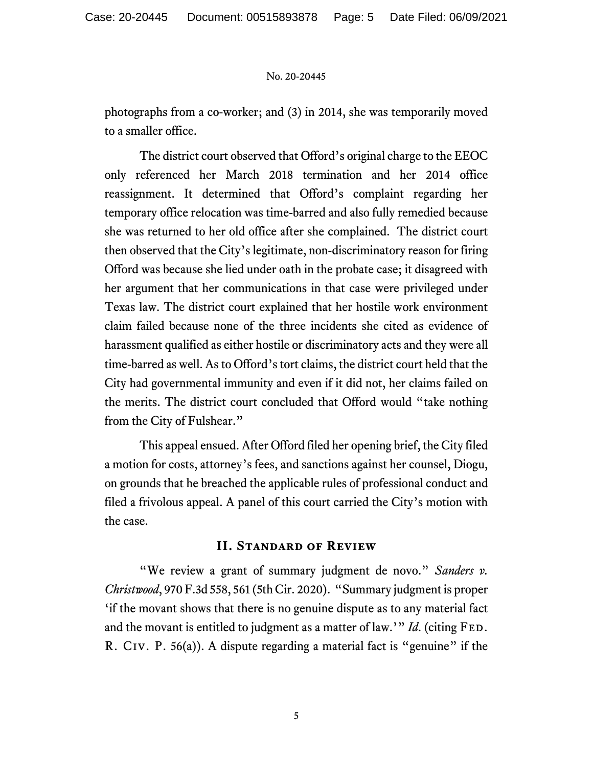photographs from a co-worker; and (3) in 2014, she was temporarily moved to a smaller office.

The district court observed that Offord's original charge to the EEOC only referenced her March 2018 termination and her 2014 office reassignment. It determined that Offord's complaint regarding her temporary office relocation was time-barred and also fully remedied because she was returned to her old office after she complained. The district court then observed that the City's legitimate, non-discriminatory reason for firing Offord was because she lied under oath in the probate case; it disagreed with her argument that her communications in that case were privileged under Texas law. The district court explained that her hostile work environment claim failed because none of the three incidents she cited as evidence of harassment qualified as either hostile or discriminatory acts and they were all time-barred as well. As to Offord's tort claims, the district court held that the City had governmental immunity and even if it did not, her claims failed on the merits. The district court concluded that Offord would "take nothing from the City of Fulshear."

This appeal ensued. After Offord filed her opening brief, the City filed a motion for costs, attorney's fees, and sanctions against her counsel, Diogu, on grounds that he breached the applicable rules of professional conduct and filed a frivolous appeal. A panel of this court carried the City's motion with the case.

## II. Standard of Review

"We review a grant of summary judgment de novo." *Sanders v. Christwood*, 970 F.3d 558, 561 (5th Cir. 2020). "Summary judgment is proper 'if the movant shows that there is no genuine dispute as to any material fact and the movant is entitled to judgment as a matter of law.'" *Id.* (citing Fed. R. Civ. P. 56(a)). A dispute regarding a material fact is "genuine" if the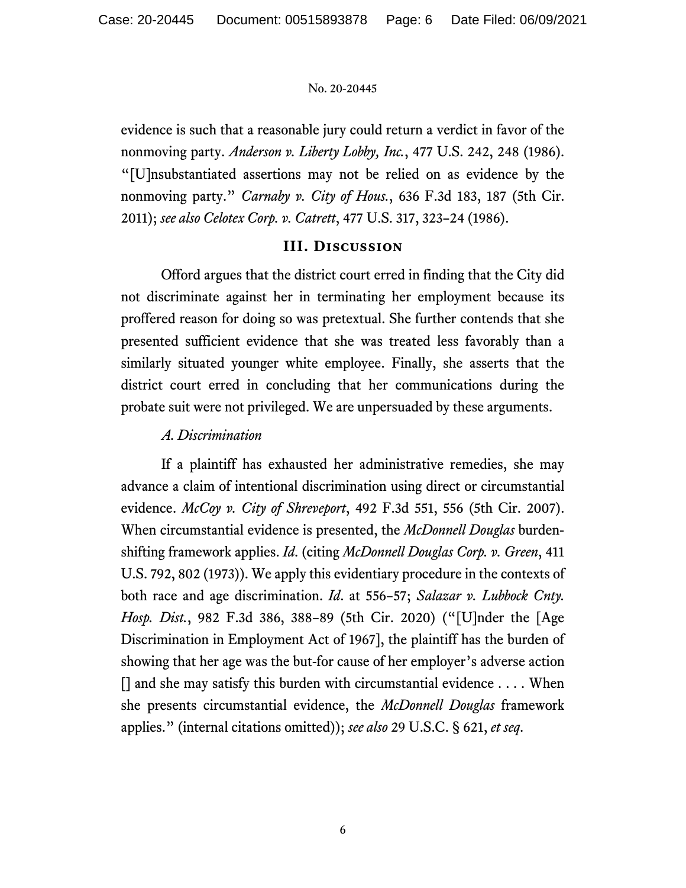evidence is such that a reasonable jury could return a verdict in favor of the nonmoving party. *Anderson v. Liberty Lobby, Inc.*, 477 U.S. 242, 248 (1986). "[U]nsubstantiated assertions may not be relied on as evidence by the nonmoving party." *Carnaby v. City of Hous.*, 636 F.3d 183, 187 (5th Cir. 2011); *see also Celotex Corp. v. Catrett*, 477 U.S. 317, 323–24 (1986).

## III. Discussion

Offord argues that the district court erred in finding that the City did not discriminate against her in terminating her employment because its proffered reason for doing so was pretextual. She further contends that she presented sufficient evidence that she was treated less favorably than a similarly situated younger white employee. Finally, she asserts that the district court erred in concluding that her communications during the probate suit were not privileged. We are unpersuaded by these arguments.

### *A. Discrimination*

If a plaintiff has exhausted her administrative remedies, she may advance a claim of intentional discrimination using direct or circumstantial evidence. *McCoy v. City of Shreveport*, 492 F.3d 551, 556 (5th Cir. 2007). When circumstantial evidence is presented, the *McDonnell Douglas* burden-shifting framework applies. *Id.* (citing *McDonnell Douglas Corp. v. Green*, 411 U.S. 792, 802 (1973)). We apply this evidentiary procedure in the contexts of both race and age discrimination. *Id.* at 556–57; *Salazar v. Lubbock Cnty. Hosp. Dist.*, 982 F.3d 386, 388–89 (5th Cir. 2020) ("[U]nder the [Age Discrimination in Employment Act of 1967], the plaintiff has the burden of showing that her age was the but-for cause of her employer's adverse action [] and she may satisfy this burden with circumstantial evidence . . . . When she presents circumstantial evidence, the *McDonnell Douglas* framework applies." (internal citations omitted)); *see also* 29 U.S.C. § 621, *et seq*.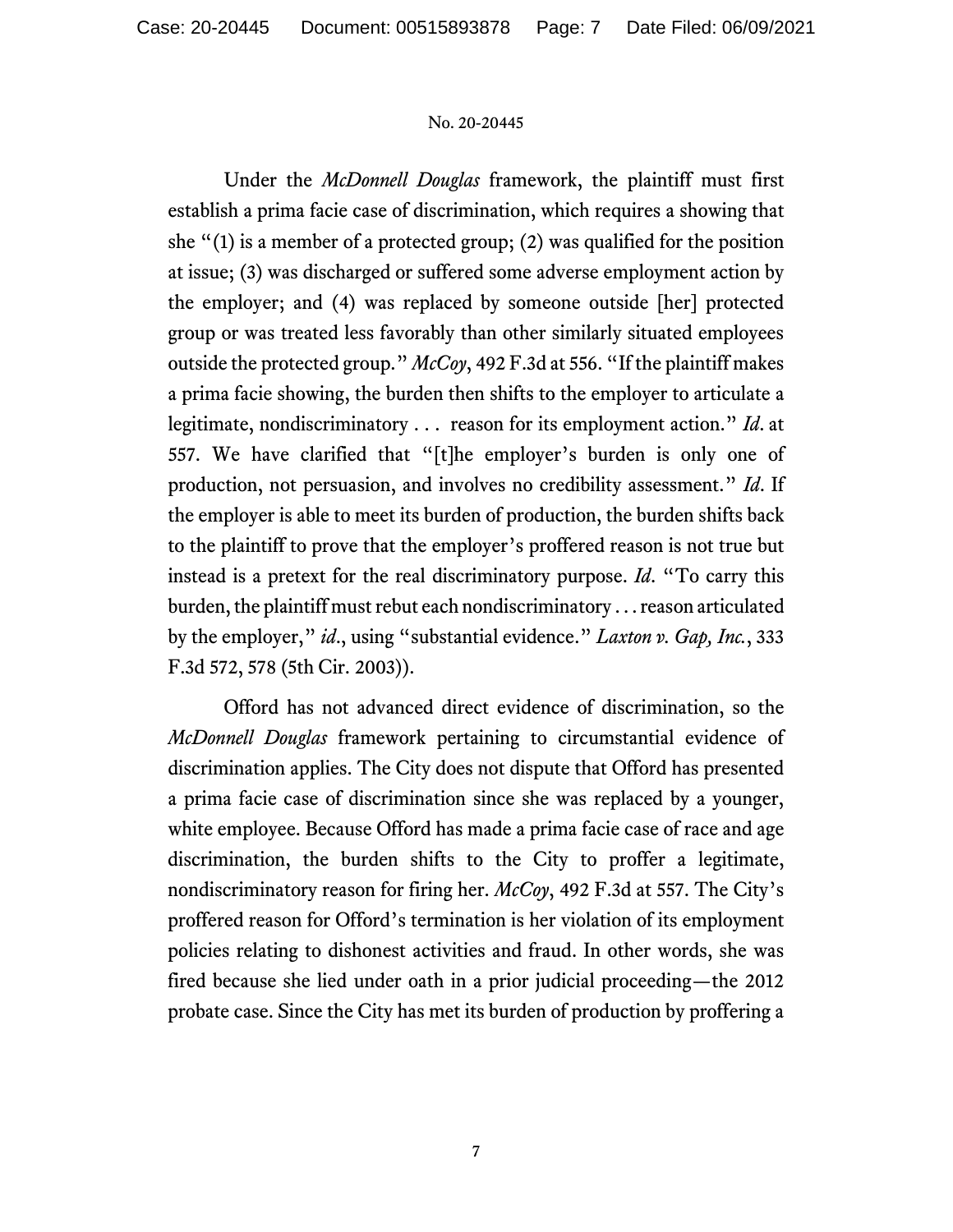Under the *McDonnell Douglas* framework, the plaintiff must first establish a prima facie case of discrimination, which requires a showing that she "(1) is a member of a protected group; (2) was qualified for the position at issue; (3) was discharged or suffered some adverse employment action by the employer; and (4) was replaced by someone outside [her] protected group or was treated less favorably than other similarly situated employees outside the protected group." *McCoy*, 492 F.3d at 556. "If the plaintiff makes a prima facie showing, the burden then shifts to the employer to articulate a legitimate, nondiscriminatory . . . reason for its employment action." *Id*. at 557. We have clarified that "[t]he employer's burden is only one of production, not persuasion, and involves no credibility assessment." *Id*. If the employer is able to meet its burden of production, the burden shifts back to the plaintiff to prove that the employer's proffered reason is not true but instead is a pretext for the real discriminatory purpose. *Id*. "To carry this burden, the plaintiff must rebut each nondiscriminatory . . . reason articulated by the employer," *id*., using "substantial evidence." *Laxton v. Gap, Inc.*, 333 F.3d 572, 578 (5th Cir. 2003)).

Offord has not advanced direct evidence of discrimination, so the *McDonnell Douglas* framework pertaining to circumstantial evidence of discrimination applies. The City does not dispute that Offord has presented a prima facie case of discrimination since she was replaced by a younger, white employee. Because Offord has made a prima facie case of race and age discrimination, the burden shifts to the City to proffer a legitimate, nondiscriminatory reason for firing her. *McCoy*, 492 F.3d at 557. The City's proffered reason for Offord's termination is her violation of its employment policies relating to dishonest activities and fraud. In other words, she was fired because she lied under oath in a prior judicial proceeding—the 2012 probate case. Since the City has met its burden of production by proffering a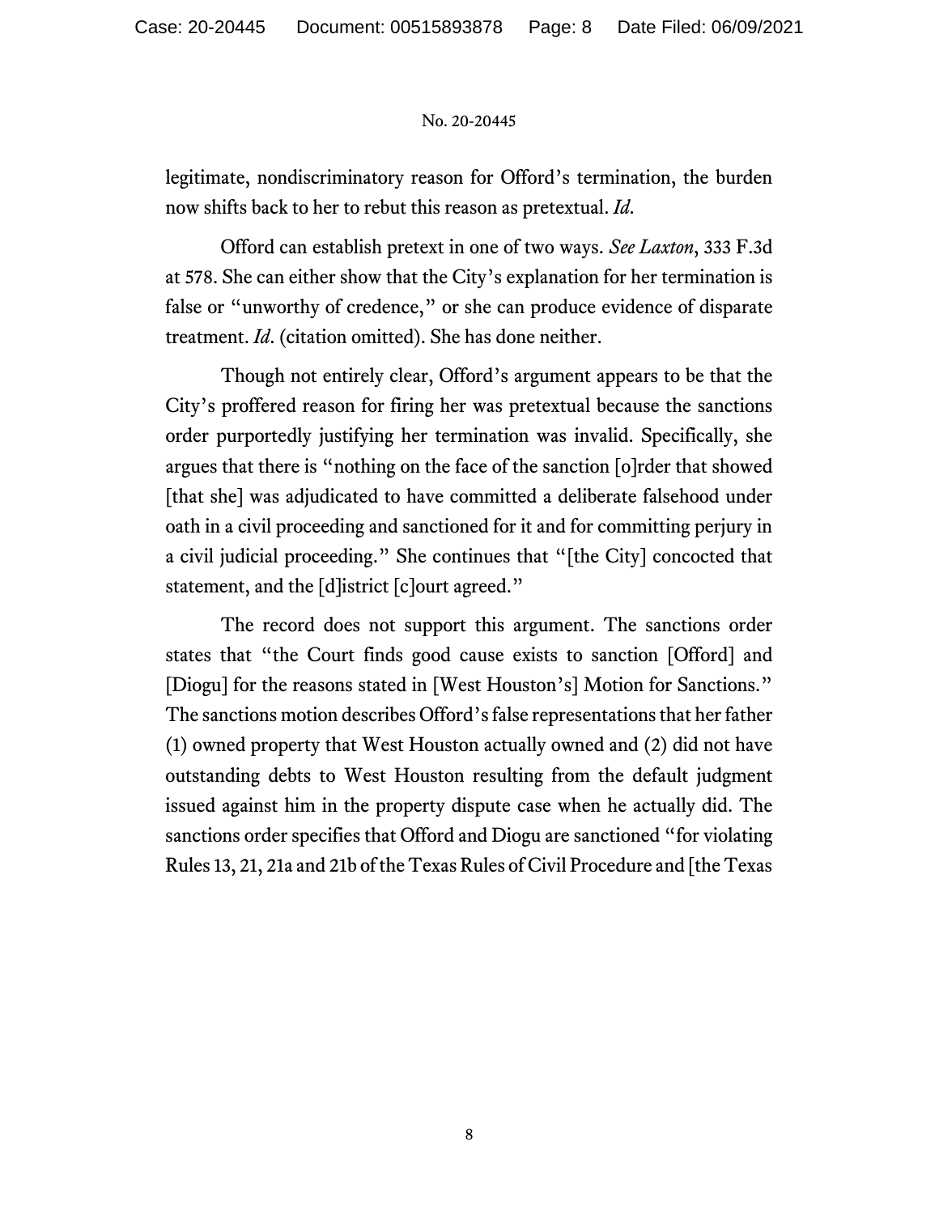legitimate, nondiscriminatory reason for Offord's termination, the burden now shifts back to her to rebut this reason as pretextual. *Id*.

Offord can establish pretext in one of two ways. *See Laxton*, 333 F.3d at 578. She can either show that the City's explanation for her termination is false or "unworthy of credence," or she can produce evidence of disparate treatment. *Id*. (citation omitted). She has done neither.

Though not entirely clear, Offord's argument appears to be that the City's proffered reason for firing her was pretextual because the sanctions order purportedly justifying her termination was invalid. Specifically, she argues that there is "nothing on the face of the sanction [o]rder that showed [that she] was adjudicated to have committed a deliberate falsehood under oath in a civil proceeding and sanctioned for it and for committing perjury in a civil judicial proceeding." She continues that "[the City] concocted that statement, and the [d]istrict [c]ourt agreed."

The record does not support this argument. The sanctions order states that "the Court finds good cause exists to sanction [Offord] and [Diogu] for the reasons stated in [West Houston's] Motion for Sanctions." The sanctions motion describes Offord's false representations that her father (1) owned property that West Houston actually owned and (2) did not have outstanding debts to West Houston resulting from the default judgment issued against him in the property dispute case when he actually did. The sanctions order specifies that Offord and Diogu are sanctioned "for violating Rules 13, 21, 21a and 21b of the Texas Rules of Civil Procedure and [the Texas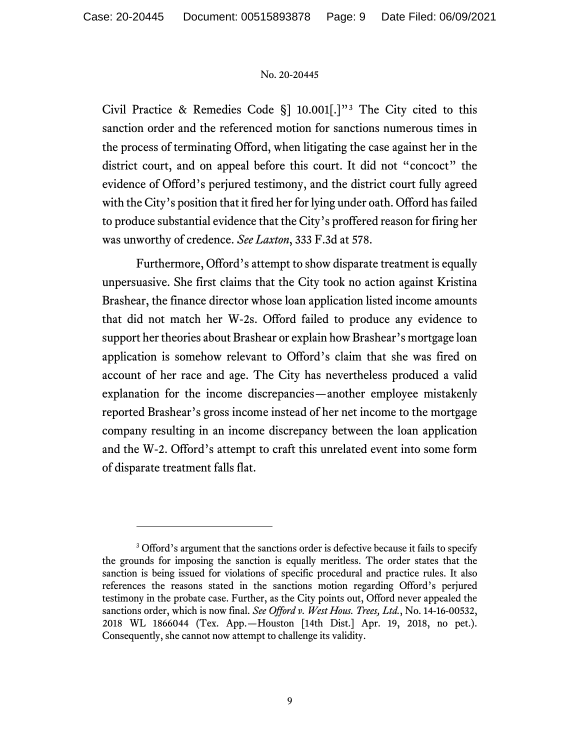Civil Practice & Remedies Code §] 10.001[.]"[3] The City cited to this sanction order and the referenced motion for sanctions numerous times in the process of terminating Offord, when litigating the case against her in the district court, and on appeal before this court. It did not "concoct" the evidence of Offord's perjured testimony, and the district court fully agreed with the City's position that it fired her for lying under oath. Offord has failed to produce substantial evidence that the City's proffered reason for firing her was unworthy of credence. *See Laxton*, 333 F.3d at 578.

Furthermore, Offord's attempt to show disparate treatment is equally unpersuasive. She first claims that the City took no action against Kristina Brashear, the finance director whose loan application listed income amounts that did not match her W-2s. Offord failed to produce any evidence to support her theories about Brashear or explain how Brashear's mortgage loan application is somehow relevant to Offord's claim that she was fired on account of her race and age. The City has nevertheless produced a valid explanation for the income discrepancies—another employee mistakenly reported Brashear's gross income instead of her net income to the mortgage company resulting in an income discrepancy between the loan application and the W-2. Offord's attempt to craft this unrelated event into some form of disparate treatment falls flat.

---

[3] Offord's argument that the sanctions order is defective because it fails to specify the grounds for imposing the sanction is equally meritless. The order states that the sanction is being issued for violations of specific procedural and practice rules. It also references the reasons stated in the sanctions motion regarding Offord's perjured testimony in the probate case. Further, as the City points out, Offord never appealed the sanctions order, which is now final. *See Offord v. West Hous. Trees, Ltd.*, No. 14-16-00532, 2018 WL 1866044 (Tex. App.—Houston [14th Dist.] Apr. 19, 2018, no pet.). Consequently, she cannot now attempt to challenge its validity.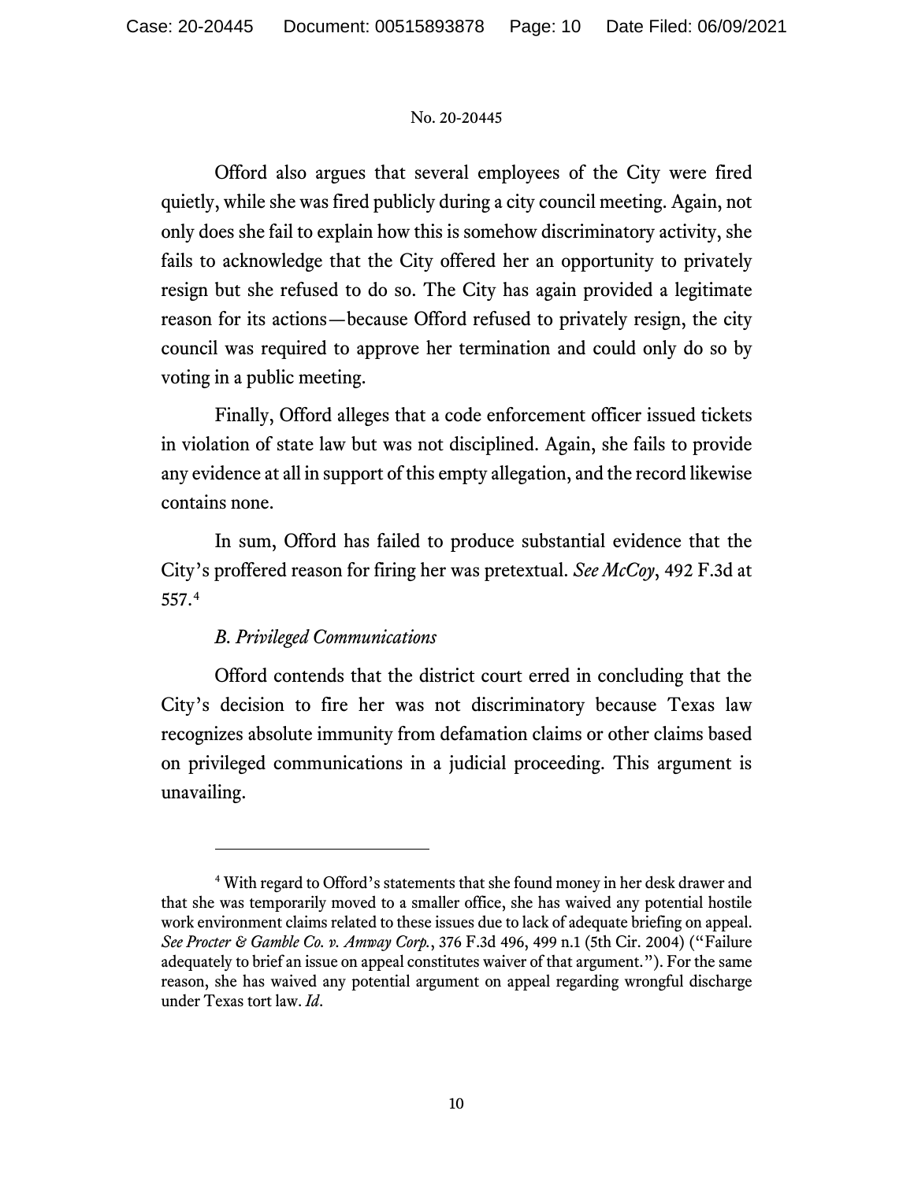Offord also argues that several employees of the City were fired quietly, while she was fired publicly during a city council meeting. Again, not only does she fail to explain how this is somehow discriminatory activity, she fails to acknowledge that the City offered her an opportunity to privately resign but she refused to do so. The City has again provided a legitimate reason for its actions—because Offord refused to privately resign, the city council was required to approve her termination and could only do so by voting in a public meeting.

Finally, Offord alleges that a code enforcement officer issued tickets in violation of state law but was not disciplined. Again, she fails to provide any evidence at all in support of this empty allegation, and the record likewise contains none.

In sum, Offord has failed to produce substantial evidence that the City's proffered reason for firing her was pretextual. *See McCoy*, 492 F.3d at 557.[4]

*B. Privileged Communications*

Offord contends that the district court erred in concluding that the City's decision to fire her was not discriminatory because Texas law recognizes absolute immunity from defamation claims or other claims based on privileged communications in a judicial proceeding. This argument is unavailing.

---

[4] With regard to Offord's statements that she found money in her desk drawer and that she was temporarily moved to a smaller office, she has waived any potential hostile work environment claims related to these issues due to lack of adequate briefing on appeal. *See Procter & Gamble Co. v. Amway Corp.*, 376 F.3d 496, 499 n.1 (5th Cir. 2004) ("Failure adequately to brief an issue on appeal constitutes waiver of that argument."). For the same reason, she has waived any potential argument on appeal regarding wrongful discharge under Texas tort law. *Id*.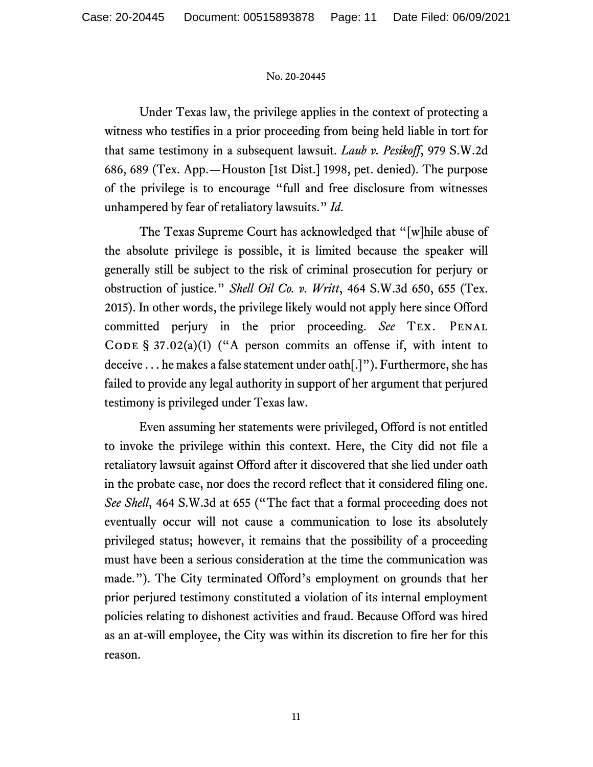Under Texas law, the privilege applies in the context of protecting a witness who testifies in a prior proceeding from being held liable in tort for that same testimony in a subsequent lawsuit. *Laub v. Pesikoff*, 979 S.W.2d 686, 689 (Tex. App.—Houston [1st Dist.] 1998, pet. denied). The purpose of the privilege is to encourage "full and free disclosure from witnesses unhampered by fear of retaliatory lawsuits." *Id*.

The Texas Supreme Court has acknowledged that "[w]hile abuse of the absolute privilege is possible, it is limited because the speaker will generally still be subject to the risk of criminal prosecution for perjury or obstruction of justice." *Shell Oil Co. v. Writt*, 464 S.W.3d 650, 655 (Tex. 2015). In other words, the privilege likely would not apply here since Offord committed perjury in the prior proceeding. *See* TEX. PENAL CODE § 37.02(a)(1) ("A person commits an offense if, with intent to deceive . . . he makes a false statement under oath[.]"). Furthermore, she has failed to provide any legal authority in support of her argument that perjured testimony is privileged under Texas law.

Even assuming her statements were privileged, Offord is not entitled to invoke the privilege within this context. Here, the City did not file a retaliatory lawsuit against Offord after it discovered that she lied under oath in the probate case, nor does the record reflect that it considered filing one. *See Shell*, 464 S.W.3d at 655 ("The fact that a formal proceeding does not eventually occur will not cause a communication to lose its absolutely privileged status; however, it remains that the possibility of a proceeding must have been a serious consideration at the time the communication was made."). The City terminated Offord's employment on grounds that her prior perjured testimony constituted a violation of its internal employment policies relating to dishonest activities and fraud. Because Offord was hired as an at-will employee, the City was within its discretion to fire her for this reason.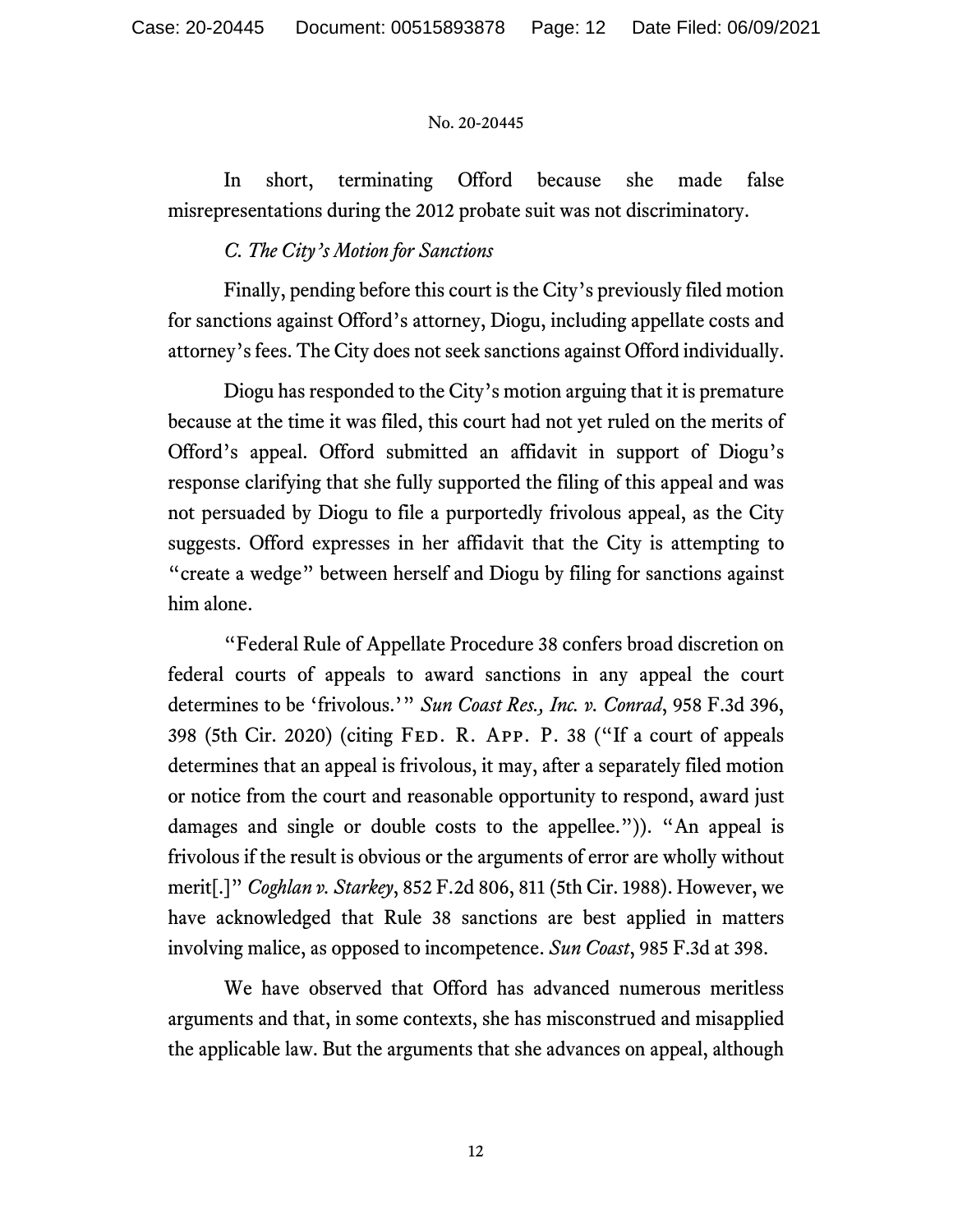In short, terminating Offord because she made false misrepresentations during the 2012 probate suit was not discriminatory.

*C. The City's Motion for Sanctions*

Finally, pending before this court is the City's previously filed motion for sanctions against Offord's attorney, Diogu, including appellate costs and attorney's fees. The City does not seek sanctions against Offord individually.

Diogu has responded to the City's motion arguing that it is premature because at the time it was filed, this court had not yet ruled on the merits of Offord's appeal. Offord submitted an affidavit in support of Diogu's response clarifying that she fully supported the filing of this appeal and was not persuaded by Diogu to file a purportedly frivolous appeal, as the City suggests. Offord expresses in her affidavit that the City is attempting to "create a wedge" between herself and Diogu by filing for sanctions against him alone.

"Federal Rule of Appellate Procedure 38 confers broad discretion on federal courts of appeals to award sanctions in any appeal the court determines to be 'frivolous.'" *Sun Coast Res., Inc. v. Conrad*, 958 F.3d 396, 398 (5th Cir. 2020) (citing FED. R. APP. P. 38 ("If a court of appeals determines that an appeal is frivolous, it may, after a separately filed motion or notice from the court and reasonable opportunity to respond, award just damages and single or double costs to the appellee.")). "An appeal is frivolous if the result is obvious or the arguments of error are wholly without merit[.]" *Coghlan v. Starkey*, 852 F.2d 806, 811 (5th Cir. 1988). However, we have acknowledged that Rule 38 sanctions are best applied in matters involving malice, as opposed to incompetence. *Sun Coast*, 985 F.3d at 398.

We have observed that Offord has advanced numerous meritless arguments and that, in some contexts, she has misconstrued and misapplied the applicable law. But the arguments that she advances on appeal, although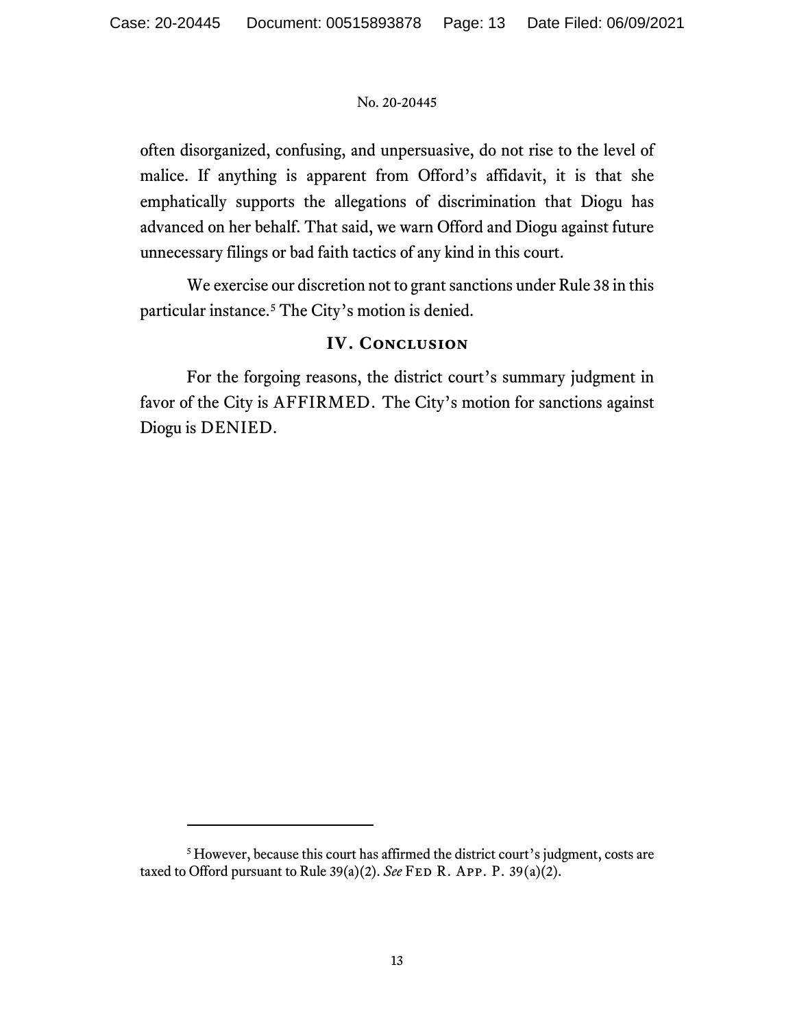often disorganized, confusing, and unpersuasive, do not rise to the level of malice. If anything is apparent from Offord's affidavit, it is that she emphatically supports the allegations of discrimination that Diogu has advanced on her behalf. That said, we warn Offord and Diogu against future unnecessary filings or bad faith tactics of any kind in this court.

We exercise our discretion not to grant sanctions under Rule 38 in this particular instance.[5] The City's motion is denied.

## IV. Conclusion

For the forgoing reasons, the district court's summary judgment in favor of the City is AFFIRMED. The City's motion for sanctions against Diogu is DENIED.

---

[5] However, because this court has affirmed the district court's judgment, costs are taxed to Offord pursuant to Rule 39(a)(2). *See* FED R. APP. P. 39(a)(2).